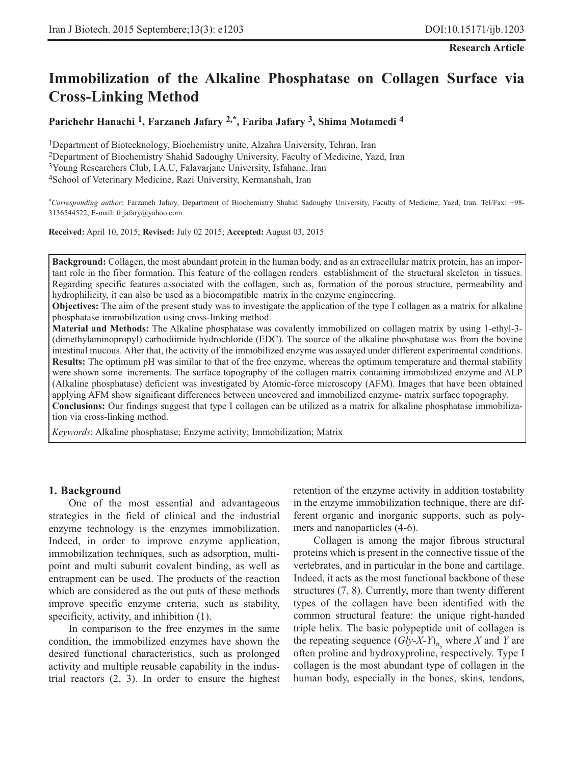**Research Article**

# Immobilization of the Alkaline Phosphatase on Collagen Surface via Cross-Linking Method

**Parichehr Hanachi [1], Farzaneh Jafary [2,*], Fariba Jafary [3], Shima Motamedi [4]**

[1]Department of Biotecknology, Biochemistry unite, Alzahra University, Tehran, Iran
[2]Department of Biochemistry Shahid Sadoughy University, Faculty of Medicine, Yazd, Iran
[3]Young Researchers Club, I.A.U, Falavarjane University, Isfahane, Iran
[4]School of Veterinary Medicine, Razi University, Kermanshah, Iran

*Corresponding author*: Farzaneh Jafary, Department of Biochemistry Shahid Sadoughy University, Faculty of Medicine, Yazd, Iran. Tel/Fax: +98-3136544522, E-mail: fr.jafary@yahoo.com

**Received:** April 10, 2015; **Revised:** July 02 2015; **Accepted:** August 03, 2015

**Background:** Collagen, the most abundant protein in the human body, and as an extracellular matrix protein, has an important role in the fiber formation. This feature of the collagen renders establishment of the structural skeleton in tissues. Regarding specific features associated with the collagen, such as, formation of the porous structure, permeability and hydrophilicity, it can also be used as a biocompatible matrix in the enzyme engineering.
**Objectives:** The aim of the present study was to investigate the application of the type I collagen as a matrix for alkaline phosphatase immobilization using cross-linking method.
**Material and Methods:** The Alkaline phosphatase was covalently immobilized on collagen matrix by using 1-ethyl-3-(dimethylaminopropyl) carbodiimide hydrochloride (EDC). The source of the alkaline phosphatase was from the bovine intestinal mucous. After that, the activity of the immobilized enzyme was assayed under different experimental conditions.
**Results:** The optimum pH was similar to that of the free enzyme, whereas the optimum temperature and thermal stability were shown some increments. The surface topography of the collagen matrix containing immobilized enzyme and ALP (Alkaline phosphatase) deficient was investigated by Atomic-force microscopy (AFM). Images that have been obtained applying AFM show significant differences between uncovered and immobilized enzyme- matrix surface topography.
**Conclusions:** Our findings suggest that type I collagen can be utilized as a matrix for alkaline phosphatase immobilization via cross-linking method.
*Keywords*: Alkaline phosphatase; Enzyme activity; Immobilization; Matrix

## 1. Background

One of the most essential and advantageous strategies in the field of clinical and the industrial enzyme technology is the enzymes immobilization. Indeed, in order to improve enzyme application, immobilization techniques, such as adsorption, multi-point and multi subunit covalent binding, as well as entrapment can be used. The products of the reaction which are considered as the out puts of these methods improve specific enzyme criteria, such as stability, specificity, activity, and inhibition (1).

In comparison to the free enzymes in the same condition, the immobilized enzymes have shown the desired functional characteristics, such as prolonged activity and multiple reusable capability in the industrial reactors (2, 3). In order to ensure the highest retention of the enzyme activity in addition tostability in the enzyme immobilization technique, there are different organic and inorganic supports, such as polymers and nanoparticles (4-6).

Collagen is among the major fibrous structural proteins which is present in the connective tissue of the vertebrates, and in particular in the bone and cartilage. Indeed, it acts as the most functional backbone of these structures (7, 8). Currently, more than twenty different types of the collagen have been identified with the common structural feature: the unique right-handed triple helix. The basic polypeptide unit of collagen is the repeating sequence $(Gly\text{-}X\text{-}Y)_n$ where *X* and *Y* are often proline and hydroxyproline, respectively. Type I collagen is the most abundant type of collagen in the human body, especially in the bones, skins, tendons,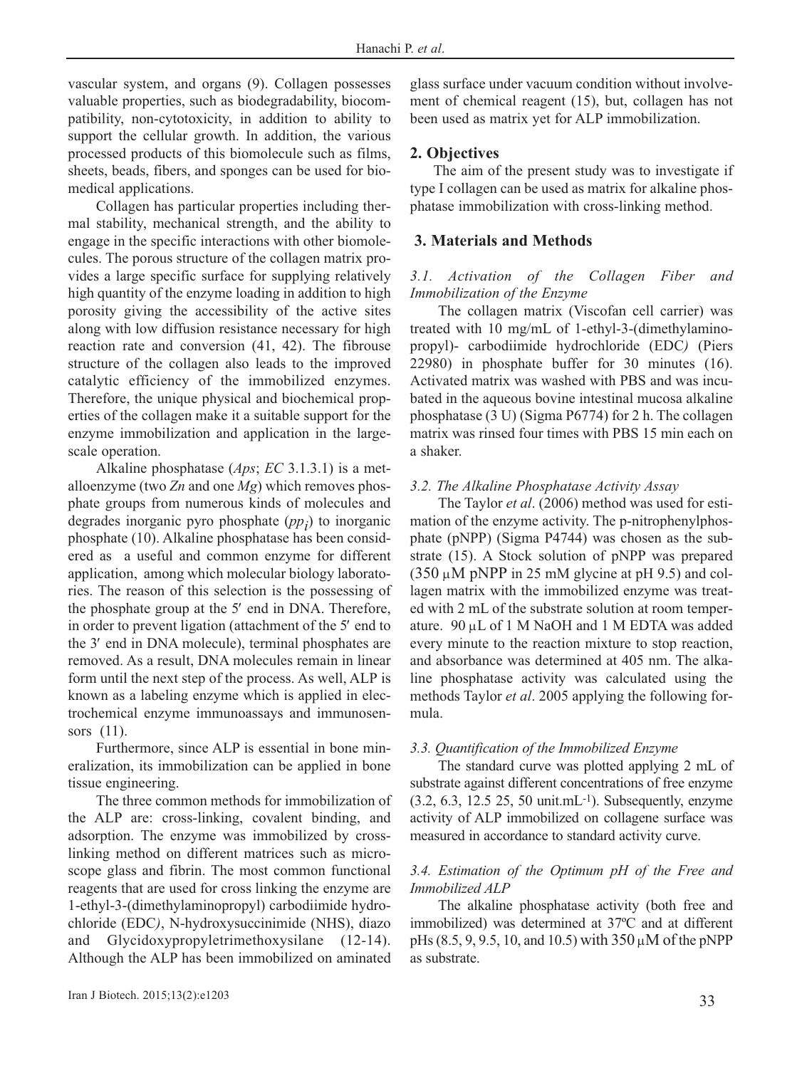vascular system, and organs (9). Collagen possesses valuable properties, such as biodegradability, biocompatibility, non-cytotoxicity, in addition to ability to support the cellular growth. In addition, the various processed products of this biomolecule such as films, sheets, beads, fibers, and sponges can be used for biomedical applications.

Collagen has particular properties including thermal stability, mechanical strength, and the ability to engage in the specific interactions with other biomolecules. The porous structure of the collagen matrix provides a large specific surface for supplying relatively high quantity of the enzyme loading in addition to high porosity giving the accessibility of the active sites along with low diffusion resistance necessary for high reaction rate and conversion (41, 42). The fibrouse structure of the collagen also leads to the improved catalytic efficiency of the immobilized enzymes. Therefore, the unique physical and biochemical properties of the collagen make it a suitable support for the enzyme immobilization and application in the large-scale operation.

Alkaline phosphatase (*Aps*; *EC* 3.1.3.1) is a metalloenzyme (two *Zn* and one *Mg*) which removes phosphate groups from numerous kinds of molecules and degrades inorganic pyro phosphate ($pp_i$) to inorganic phosphate (10). Alkaline phosphatase has been considered as a useful and common enzyme for different application, among which molecular biology laboratories. The reason of this selection is the possessing of the phosphate group at the 5′ end in DNA. Therefore, in order to prevent ligation (attachment of the 5′ end to the 3′ end in DNA molecule), terminal phosphates are removed. As a result, DNA molecules remain in linear form until the next step of the process. As well, ALP is known as a labeling enzyme which is applied in electrochemical enzyme immunoassays and immunosensors (11).

Furthermore, since ALP is essential in bone mineralization, its immobilization can be applied in bone tissue engineering.

The three common methods for immobilization of the ALP are: cross-linking, covalent binding, and adsorption. The enzyme was immobilized by cross-linking method on different matrices such as microscope glass and fibrin. The most common functional reagents that are used for cross linking the enzyme are 1-ethyl-3-(dimethylaminopropyl) carbodiimide hydrochloride (EDC*)*, N-hydroxysuccinimide (NHS), diazo and Glycidoxypropyletrimethoxysilane (12-14). Although the ALP has been immobilized on aminated glass surface under vacuum condition without involvement of chemical reagent (15), but, collagen has not been used as matrix yet for ALP immobilization.

## 2. Objectives

The aim of the present study was to investigate if type I collagen can be used as matrix for alkaline phosphatase immobilization with cross-linking method.

## 3. Materials and Methods

### *3.1. Activation of the Collagen Fiber and Immobilization of the Enzyme*

The collagen matrix (Viscofan cell carrier) was treated with 10 mg/mL of 1-ethyl-3-(dimethylaminopropyl)- carbodiimide hydrochloride (EDC*)* (Piers 22980) in phosphate buffer for 30 minutes (16). Activated matrix was washed with PBS and was incubated in the aqueous bovine intestinal mucosa alkaline phosphatase (3 U) (Sigma P6774) for 2 h. The collagen matrix was rinsed four times with PBS 15 min each on a shaker.

### *3.2. The Alkaline Phosphatase Activity Assay*

The Taylor *et al*. (2006) method was used for estimation of the enzyme activity. The p-nitrophenylphosphate (pNPP) (Sigma P4744) was chosen as the substrate (15). A Stock solution of pNPP was prepared (350 μM pNPP in 25 mM glycine at pH 9.5) and collagen matrix with the immobilized enzyme was treated with 2 mL of the substrate solution at room temperature. 90 μL of 1 M NaOH and 1 M EDTA was added every minute to the reaction mixture to stop reaction, and absorbance was determined at 405 nm. The alkaline phosphatase activity was calculated using the methods Taylor *et al*. 2005 applying the following formula.

### *3.3. Quantification of the Immobilized Enzyme*

The standard curve was plotted applying 2 mL of substrate against different concentrations of free enzyme (3.2, 6.3, 12.5 25, 50 unit.mL$^{-1}$). Subsequently, enzyme activity of ALP immobilized on collagene surface was measured in accordance to standard activity curve.

### *3.4. Estimation of the Optimum pH of the Free and Immobilized ALP*

The alkaline phosphatase activity (both free and immobilized) was determined at 37ºC and at different pHs (8.5, 9, 9.5, 10, and 10.5) with 350 μM of the pNPP as substrate.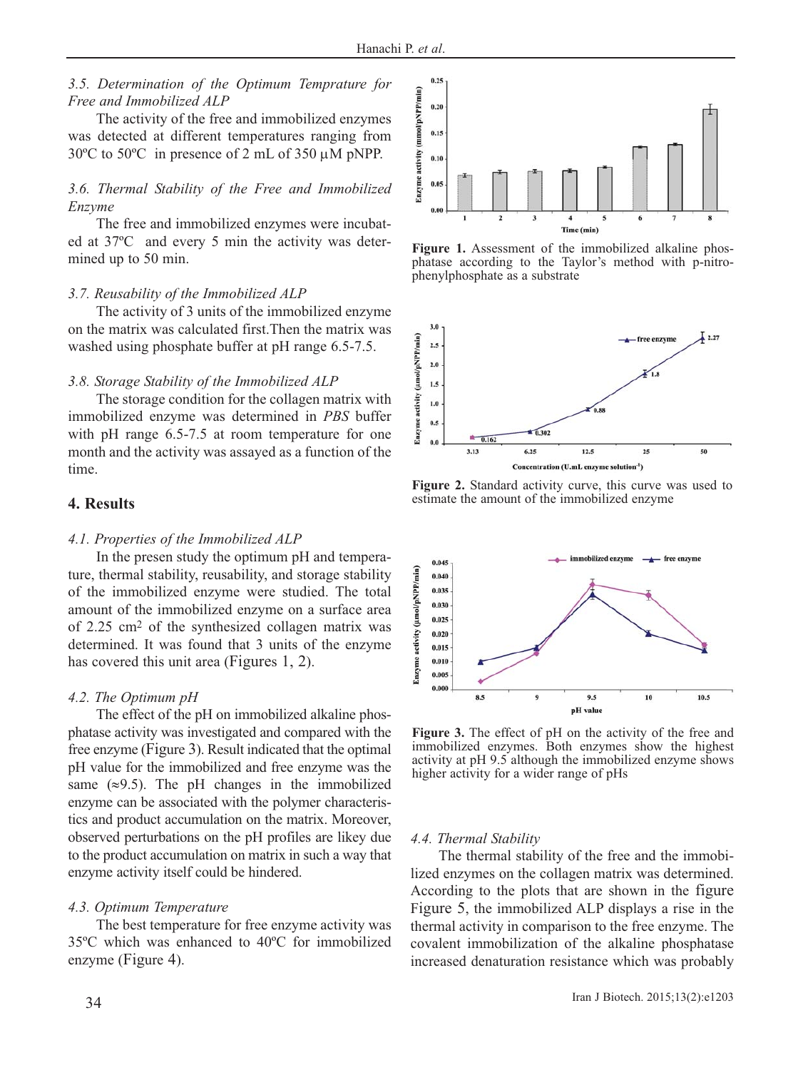*3.5. Determination of the Optimum Temprature for Free and Immobilized ALP*

The activity of the free and immobilized enzymes was detected at different temperatures ranging from 30ºC to 50ºC in presence of 2 mL of 350 μM pNPP.

*3.6. Thermal Stability of the Free and Immobilized Enzyme*

The free and immobilized enzymes were incubated at 37ºC and every 5 min the activity was determined up to 50 min.

*3.7. Reusability of the Immobilized ALP*

The activity of 3 units of the immobilized enzyme on the matrix was calculated first.Then the matrix was washed using phosphate buffer at pH range 6.5-7.5.

*3.8. Storage Stability of the Immobilized ALP*

The storage condition for the collagen matrix with immobilized enzyme was determined in *PBS* buffer with pH range 6.5-7.5 at room temperature for one month and the activity was assayed as a function of the time.

## 4. Results

*4.1. Properties of the Immobilized ALP*

In the presen study the optimum pH and temperature, thermal stability, reusability, and storage stability of the immobilized enzyme were studied. The total amount of the immobilized enzyme on a surface area of 2.25 cm$^2$ of the synthesized collagen matrix was determined. It was found that 3 units of the enzyme has covered this unit area (Figures 1, 2).

*4.2. The Optimum pH*

The effect of the pH on immobilized alkaline phosphatase activity was investigated and compared with the free enzyme (Figure 3). Result indicated that the optimal pH value for the immobilized and free enzyme was the same (≈9.5). The pH changes in the immobilized enzyme can be associated with the polymer characteristics and product accumulation on the matrix. Moreover, observed perturbations on the pH profiles are likey due to the product accumulation on matrix in such a way that enzyme activity itself could be hindered.

*4.3. Optimum Temperature*

The best temperature for free enzyme activity was 35ºC which was enhanced to 40ºC for immobilized enzyme (Figure 4).

**Figure 1.** Assessment of the immobilized alkaline phosphatase according to the Taylor's method with p-nitrophenylphosphate as a substrate

**Figure 2.** Standard activity curve, this curve was used to estimate the amount of the immobilized enzyme

**Figure 3.** The effect of pH on the activity of the free and immobilized enzymes. Both enzymes show the highest activity at pH 9.5 although the immobilized enzyme shows higher activity for a wider range of pHs

*4.4. Thermal Stability*

The thermal stability of the free and the immobilized enzymes on the collagen matrix was determined. According to the plots that are shown in the figure Figure 5, the immobilized ALP displays a rise in the thermal activity in comparison to the free enzyme. The covalent immobilization of the alkaline phosphatase increased denaturation resistance which was probably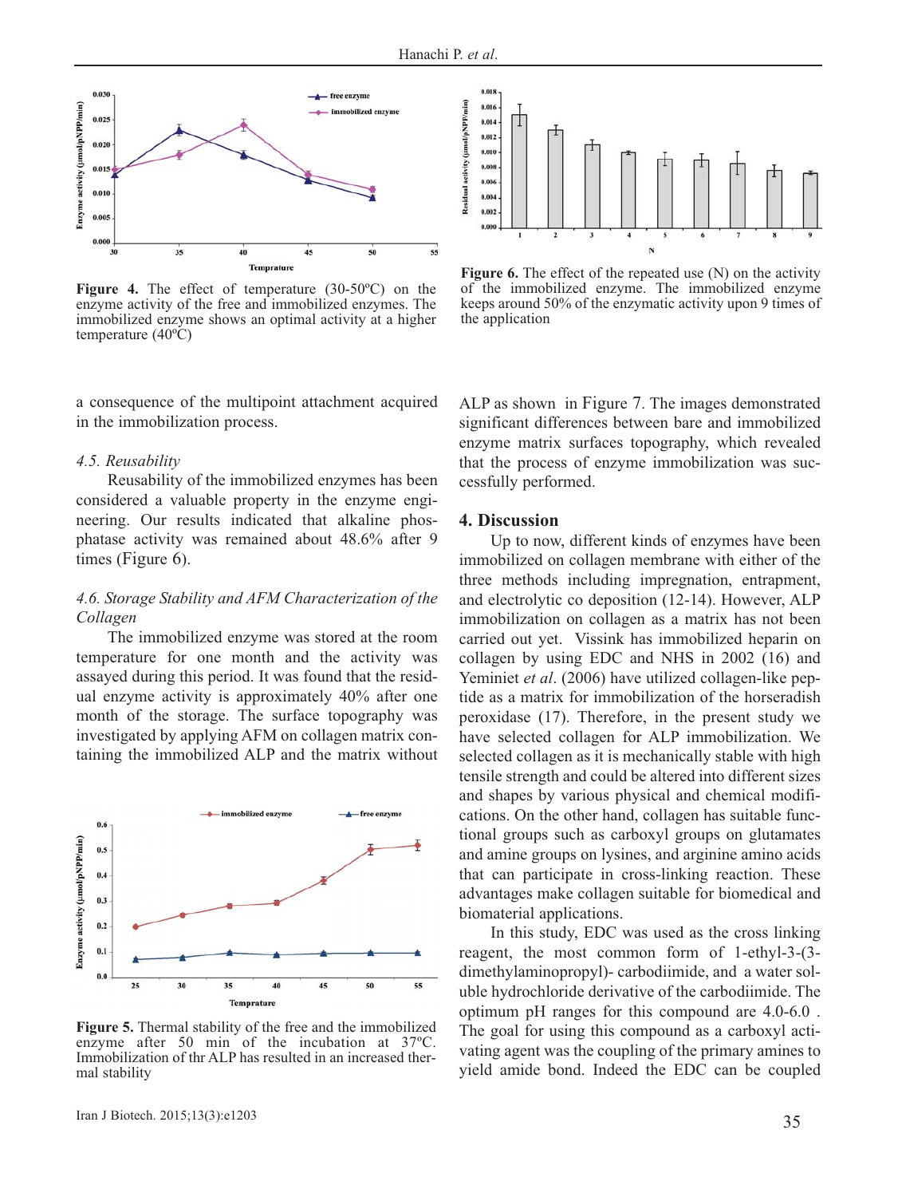**Figure 4.** The effect of temperature (30-50ºC) on the enzyme activity of the free and immobilized enzymes. The immobilized enzyme shows an optimal activity at a higher temperature (40ºC)

**Figure 6.** The effect of the repeated use (N) on the activity of the immobilized enzyme. The immobilized enzyme keeps around 50% of the enzymatic activity upon 9 times of the application

a consequence of the multipoint attachment acquired in the immobilization process.

*4.5. Reusability*

Reusability of the immobilized enzymes has been considered a valuable property in the enzyme engineering. Our results indicated that alkaline phosphatase activity was remained about 48.6% after 9 times (Figure 6).

*4.6. Storage Stability and AFM Characterization of the Collagen*

The immobilized enzyme was stored at the room temperature for one month and the activity was assayed during this period. It was found that the residual enzyme activity is approximately 40% after one month of the storage. The surface topography was investigated by applying AFM on collagen matrix containing the immobilized ALP and the matrix without ALP as shown in Figure 7. The images demonstrated significant differences between bare and immobilized enzyme matrix surfaces topography, which revealed that the process of enzyme immobilization was successfully performed.

**Figure 5.** Thermal stability of the free and the immobilized enzyme after 50 min of the incubation at 37ºC. Immobilization of thr ALP has resulted in an increased thermal stability

## 4. Discussion

Up to now, different kinds of enzymes have been immobilized on collagen membrane with either of the three methods including impregnation, entrapment, and electrolytic co deposition (12-14). However, ALP immobilization on collagen as a matrix has not been carried out yet. Vissink has immobilized heparin on collagen by using EDC and NHS in 2002 (16) and Yeminiet *et al*. (2006) have utilized collagen-like peptide as a matrix for immobilization of the horseradish peroxidase (17). Therefore, in the present study we have selected collagen for ALP immobilization. We selected collagen as it is mechanically stable with high tensile strength and could be altered into different sizes and shapes by various physical and chemical modifications. On the other hand, collagen has suitable functional groups such as carboxyl groups on glutamates and amine groups on lysines, and arginine amino acids that can participate in cross-linking reaction. These advantages make collagen suitable for biomedical and biomaterial applications.

In this study, EDC was used as the cross linking reagent, the most common form of 1-ethyl-3-(3-dimethylaminopropyl)- carbodiimide, and a water soluble hydrochloride derivative of the carbodiimide. The optimum pH ranges for this compound are 4.0-6.0 . The goal for using this compound as a carboxyl activating agent was the coupling of the primary amines to yield amide bond. Indeed the EDC can be coupled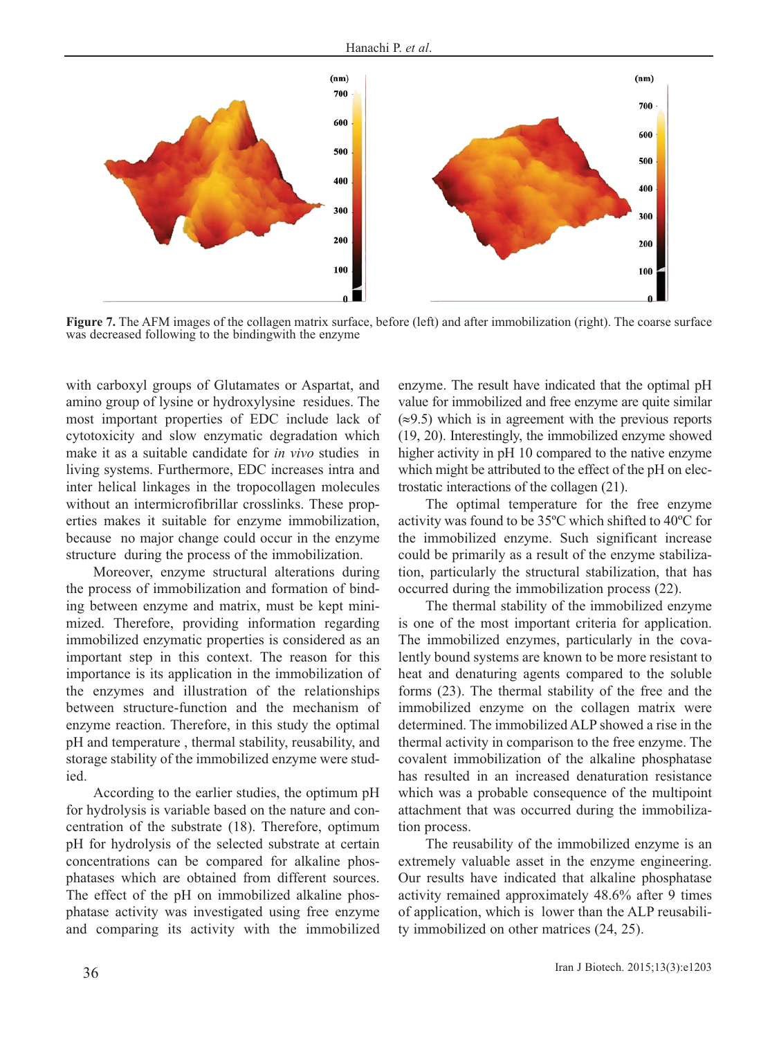**Figure 7.** The AFM images of the collagen matrix surface, before (left) and after immobilization (right). The coarse surface was decreased following to the bindingwith the enzyme

with carboxyl groups of Glutamates or Aspartat, and amino group of lysine or hydroxylysine residues. The most important properties of EDC include lack of cytotoxicity and slow enzymatic degradation which make it as a suitable candidate for *in vivo* studies in living systems. Furthermore, EDC increases intra and inter helical linkages in the tropocollagen molecules without an intermicrofibrillar crosslinks. These properties makes it suitable for enzyme immobilization, because no major change could occur in the enzyme structure during the process of the immobilization.

Moreover, enzyme structural alterations during the process of immobilization and formation of binding between enzyme and matrix, must be kept minimized. Therefore, providing information regarding immobilized enzymatic properties is considered as an important step in this context. The reason for this importance is its application in the immobilization of the enzymes and illustration of the relationships between structure-function and the mechanism of enzyme reaction. Therefore, in this study the optimal pH and temperature , thermal stability, reusability, and storage stability of the immobilized enzyme were studied.

According to the earlier studies, the optimum pH for hydrolysis is variable based on the nature and concentration of the substrate (18). Therefore, optimum pH for hydrolysis of the selected substrate at certain concentrations can be compared for alkaline phosphatases which are obtained from different sources. The effect of the pH on immobilized alkaline phosphatase activity was investigated using free enzyme and comparing its activity with the immobilized enzyme. The result have indicated that the optimal pH value for immobilized and free enzyme are quite similar (≈9.5) which is in agreement with the previous reports (19, 20). Interestingly, the immobilized enzyme showed higher activity in pH 10 compared to the native enzyme which might be attributed to the effect of the pH on electrostatic interactions of the collagen (21).

The optimal temperature for the free enzyme activity was found to be 35ºC which shifted to 40ºC for the immobilized enzyme. Such significant increase could be primarily as a result of the enzyme stabilization, particularly the structural stabilization, that has occurred during the immobilization process (22).

The thermal stability of the immobilized enzyme is one of the most important criteria for application. The immobilized enzymes, particularly in the covalently bound systems are known to be more resistant to heat and denaturing agents compared to the soluble forms (23). The thermal stability of the free and the immobilized enzyme on the collagen matrix were determined. The immobilized ALP showed a rise in the thermal activity in comparison to the free enzyme. The covalent immobilization of the alkaline phosphatase has resulted in an increased denaturation resistance which was a probable consequence of the multipoint attachment that was occurred during the immobilization process.

The reusability of the immobilized enzyme is an extremely valuable asset in the enzyme engineering. Our results have indicated that alkaline phosphatase activity remained approximately 48.6% after 9 times of application, which is lower than the ALP reusability immobilized on other matrices (24, 25).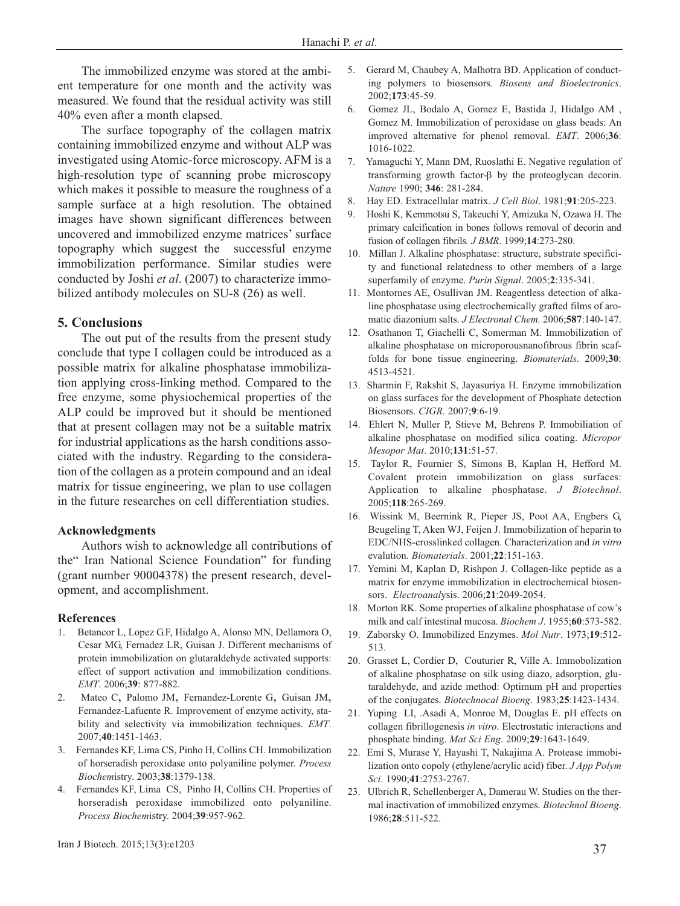The immobilized enzyme was stored at the ambient temperature for one month and the activity was measured. We found that the residual activity was still 40% even after a month elapsed.

The surface topography of the collagen matrix containing immobilized enzyme and without ALP was investigated using Atomic-force microscopy. AFM is a high-resolution type of scanning probe microscopy which makes it possible to measure the roughness of a sample surface at a high resolution. The obtained images have shown significant differences between uncovered and immobilized enzyme matrices' surface topography which suggest the successful enzyme immobilization performance. Similar studies were conducted by Joshi *et al*. (2007) to characterize immobilized antibody molecules on SU-8 (26) as well.

## 5. Conclusions

The out put of the results from the present study conclude that type I collagen could be introduced as a possible matrix for alkaline phosphatase immobilization applying cross-linking method. Compared to the free enzyme, some physiochemical properties of the ALP could be improved but it should be mentioned that at present collagen may not be a suitable matrix for industrial applications as the harsh conditions associated with the industry. Regarding to the consideration of the collagen as a protein compound and an ideal matrix for tissue engineering, we plan to use collagen in the future researches on cell differentiation studies.

### Acknowledgments

Authors wish to acknowledge all contributions of the" Iran National Science Foundation" for funding (grant number 90004378) the present research, development, and accomplishment.

### References

1. Betancor L, Lopez G.F, Hidalgo A, Alonso MN, Dellamora O, Cesar MG, Fernadez LR, Guisan J. Different mechanisms of protein immobilization on glutaraldehyde activated supports: effect of support activation and immobilization conditions. *EMT*. 2006;**39**: 877-882.
2. Mateo C, Palomo JM, Fernandez-Lorente G, Guisan JM, Fernandez-Lafuente R. Improvement of enzyme activity, stability and selectivity via immobilization techniques. *EMT*. 2007;**40**:1451-1463.
3. Fernandes KF, Lima CS, Pinho H, Collins CH. Immobilization of horseradish peroxidase onto polyaniline polymer. *Process Biochem*istry. 2003;**38**:1379-138.
4. Fernandes KF, Lima CS, Pinho H, Collins CH. Properties of horseradish peroxidase immobilized onto polyaniline. *Process Biochem*istry. 2004;**39**:957-962.
5. Gerard M, Chaubey A, Malhotra BD. Application of conducting polymers to biosensors*. Biosens and Bioelectronics*. 2002;**173**:45-59.
6. Gomez JL, Bodalo A, Gomez E, Bastida J, Hidalgo AM , Gomez M. Immobilization of peroxidase on glass beads: An improved alternative for phenol removal. *EMT*. 2006;**36**: 1016-1022.
7. Yamaguchi Y, Mann DM, Ruoslathi E. Negative regulation of transforming growth factor-β by the proteoglycan decorin. *Nature* 1990; **346**: 281-284.
8. Hay ED. Extracellular matrix. *J Cell Biol*. 1981;**91**:205-223.
9. Hoshi K, Kemmotsu S, Takeuchi Y, Amizuka N, Ozawa H. The primary calcification in bones follows removal of decorin and fusion of collagen fibrils*. J BMR*. 1999;**14**:273-280.
10. Millan J. Alkaline phosphatase: structure, substrate specificity and functional relatedness to other members of a large superfamily of enzyme. *Purin Signal*. 2005;**2**:335-341.
11. Montornes AE, Osullivan JM. Reagentless detection of alkaline phosphatase using electrochemically grafted films of aromatic diazonium salts. *J Electronal Chem.* 2006;**587**:140-147.
12. Osathanon T, Giachelli C, Somerman M. Immobilization of alkaline phosphatase on microporousnanofibrous fibrin scaffolds for bone tissue engineering. *Biomaterials*. 2009;**30**: 4513-4521.
13. Sharmin F, Rakshit S, Jayasuriya H. Enzyme immobilization on glass surfaces for the development of Phosphate detection Biosensors. *CIGR*. 2007;**9**:6-19.
14. Ehlert N, Muller P, Stieve M, Behrens P. Immobiliation of alkaline phosphatase on modified silica coating. *Micropor Mesopor Mat*. 2010;**131**:51-57.
15. Taylor R, Fournier S, Simons B, Kaplan H, Hefford M. Covalent protein immobilization on glass surfaces: Application to alkaline phosphatase. *J Biotechnol*. 2005;**118**:265-269.
16. Wissink M, Beernink R, Pieper JS, Poot AA, Engbers G, Beugeling T, Aken WJ, Feijen J. Immobilization of heparin to EDC/NHS-crosslinked collagen. Characterization and *in vitro* evalution. *Biomaterials*. 2001;**22**:151-163.
17. Yemini M, Kaplan D, Rishpon J. Collagen-like peptide as a matrix for enzyme immobilization in electrochemical biosensors. *Electroanal*ysis. 2006;**21**:2049-2054.
18. Morton RK. Some properties of alkaline phosphatase of cow's milk and calf intestinal mucosa. *Biochem J*. 1955;**60**:573-582.
19. Zaborsky O. Immobilized Enzymes. *Mol Nutr*. 1973;**19**:512-513.
20. Grasset L, Cordier D, Couturier R, Ville A. Immobolization of alkaline phosphatase on silk using diazo, adsorption, glutaraldehyde, and azide method: Optimum pH and properties of the conjugates. *Biotechnocal Bioeng*. 1983;**25**:1423-1434.
21. Yuping LI, .Asadi A, Monroe M, Douglas E. pH effects on collagen fibrillogenesis *in vitro*. Electrostatic interactions and phosphate binding. *Mat Sci Eng*. 2009;**29**:1643-1649.
22. Emi S, Murase Y, Hayashi T, Nakajima A. Protease immobilization onto copoly (ethylene/acrylic acid) fiber. *J App Polym Sci*. 1990;**41**:2753-2767.
23. Ulbrich R, Schellenberger A, Damerau W. Studies on the thermal inactivation of immobilized enzymes. *Biotechnol Bioeng*. 1986;**28**:511-522.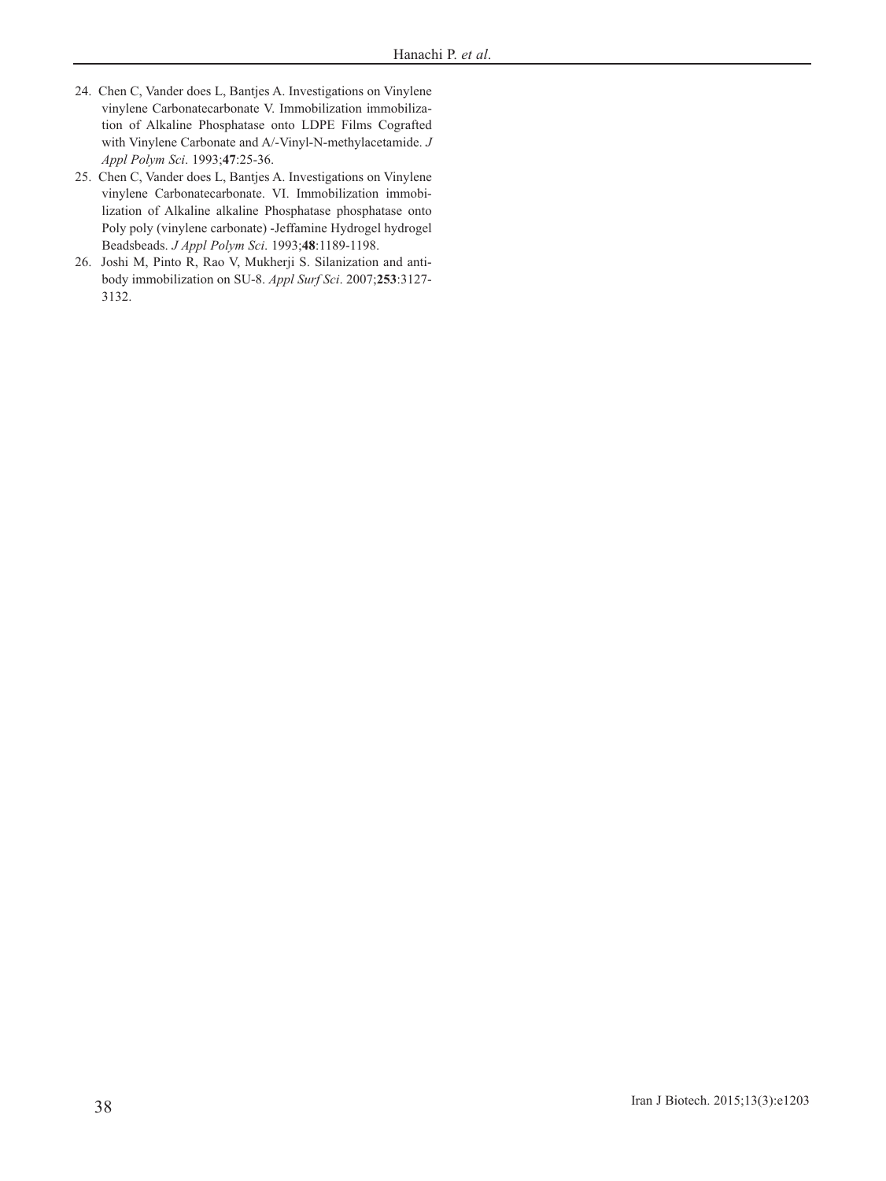24. Chen C, Vander does L, Bantjes A. Investigations on Vinylene vinylene Carbonatecarbonate V. Immobilization immobilization of Alkaline Phosphatase onto LDPE Films Cografted with Vinylene Carbonate and A/-Vinyl-N-methylacetamide. *J Appl Polym Sci*. 1993;**47**:25-36.
25. Chen C, Vander does L, Bantjes A. Investigations on Vinylene vinylene Carbonatecarbonate. VI. Immobilization immobilization of Alkaline alkaline Phosphatase phosphatase onto Poly poly (vinylene carbonate) -Jeffamine Hydrogel hydrogel Beadsbeads. *J Appl Polym Sci*. 1993;**48**:1189-1198.
26. Joshi M, Pinto R, Rao V, Mukherji S. Silanization and antibody immobilization on SU-8. *Appl Surf Sci*. 2007;**253**:3127-3132.